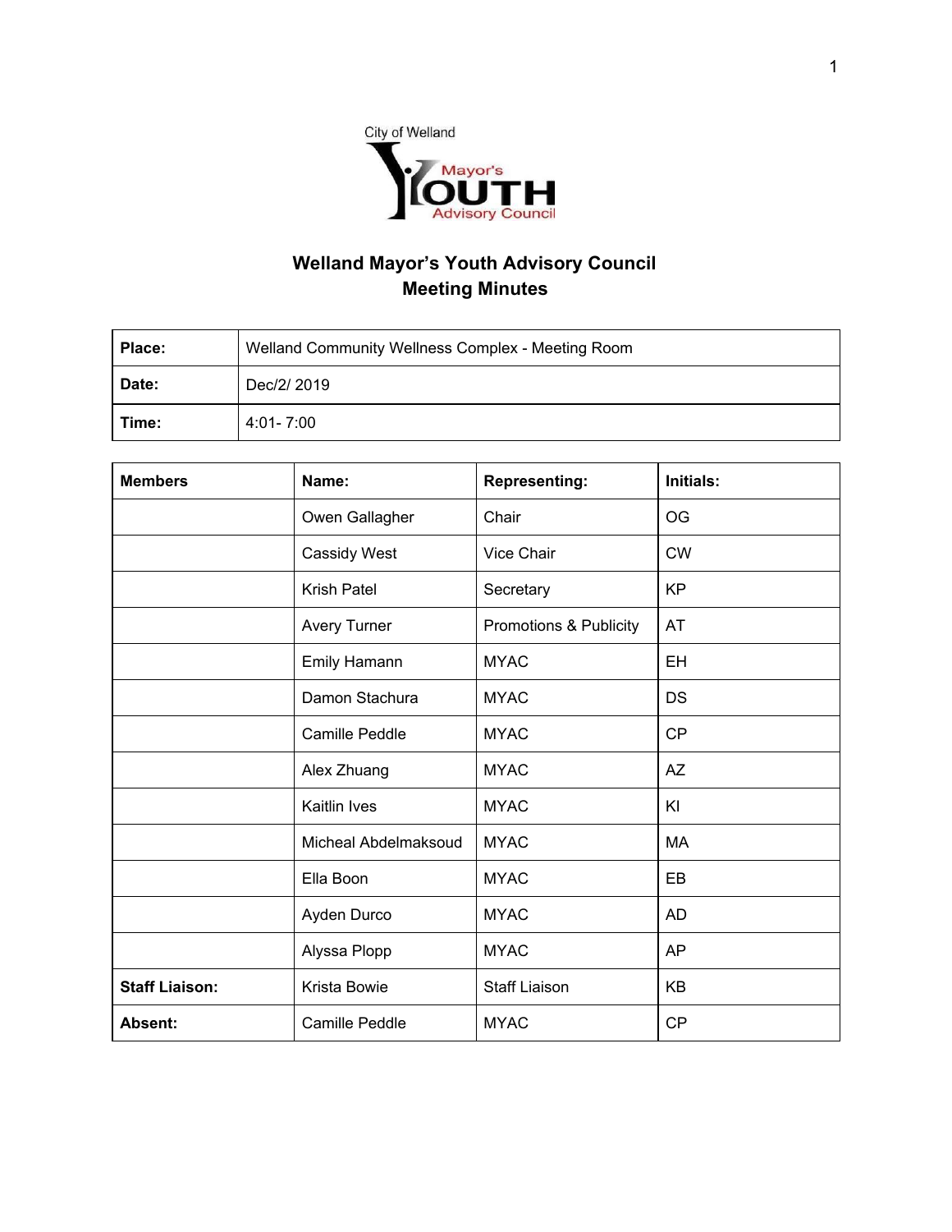City of Welland Mayor's Youth Advisory Council

# Welland Mayor's Youth Advisory Council
## Meeting Minutes

| Place: | Welland Community Wellness Complex - Meeting Room |
|---|---|
| Date: | Dec/2/ 2019 |
| Time: | 4:01- 7:00 |

| Members | Name: | Representing: | Initials: |
|---|---|---|---|
| | Owen Gallagher | Chair | OG |
| | Cassidy West | Vice Chair | CW |
| | Krish Patel | Secretary | KP |
| | Avery Turner | Promotions & Publicity | AT |
| | Emily Hamann | MYAC | EH |
| | Damon Stachura | MYAC | DS |
| | Camille Peddle | MYAC | CP |
| | Alex Zhuang | MYAC | AZ |
| | Kaitlin Ives | MYAC | KI |
| | Micheal Abdelmaksoud | MYAC | MA |
| | Ella Boon | MYAC | EB |
| | Ayden Durco | MYAC | AD |
| | Alyssa Plopp | MYAC | AP |
| **Staff Liaison:** | Krista Bowie | Staff Liaison | KB |
| **Absent:** | Camille Peddle | MYAC | CP |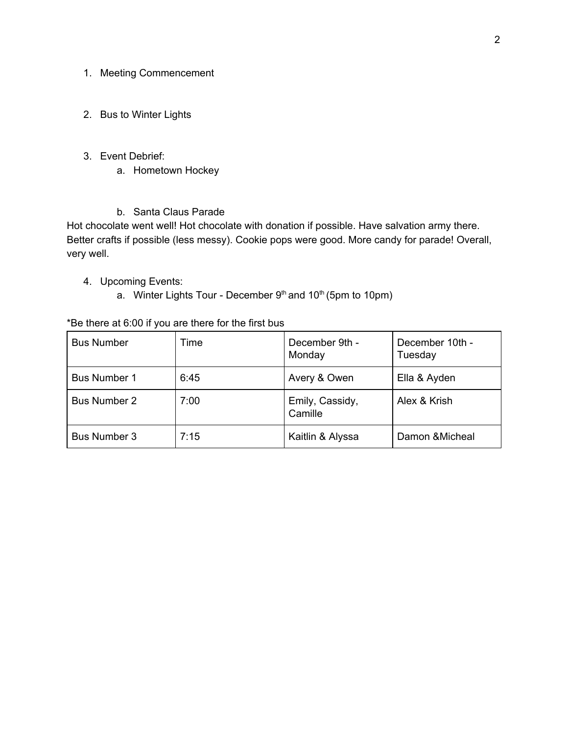1. Meeting Commencement

2. Bus to Winter Lights

3. Event Debrief:
    a. Hometown Hockey

    b. Santa Claus Parade

Hot chocolate went well! Hot chocolate with donation if possible. Have salvation army there. Better crafts if possible (less messy). Cookie pops were good. More candy for parade! Overall, very well.

4. Upcoming Events:
    a. Winter Lights Tour - December 9th and 10th (5pm to 10pm)

*Be there at 6:00 if you are there for the first bus

| Bus Number | Time | December 9th - Monday | December 10th - Tuesday |
|---|---|---|---|
| Bus Number 1 | 6:45 | Avery & Owen | Ella & Ayden |
| Bus Number 2 | 7:00 | Emily, Cassidy, Camille | Alex & Krish |
| Bus Number 3 | 7:15 | Kaitlin & Alyssa | Damon &Micheal |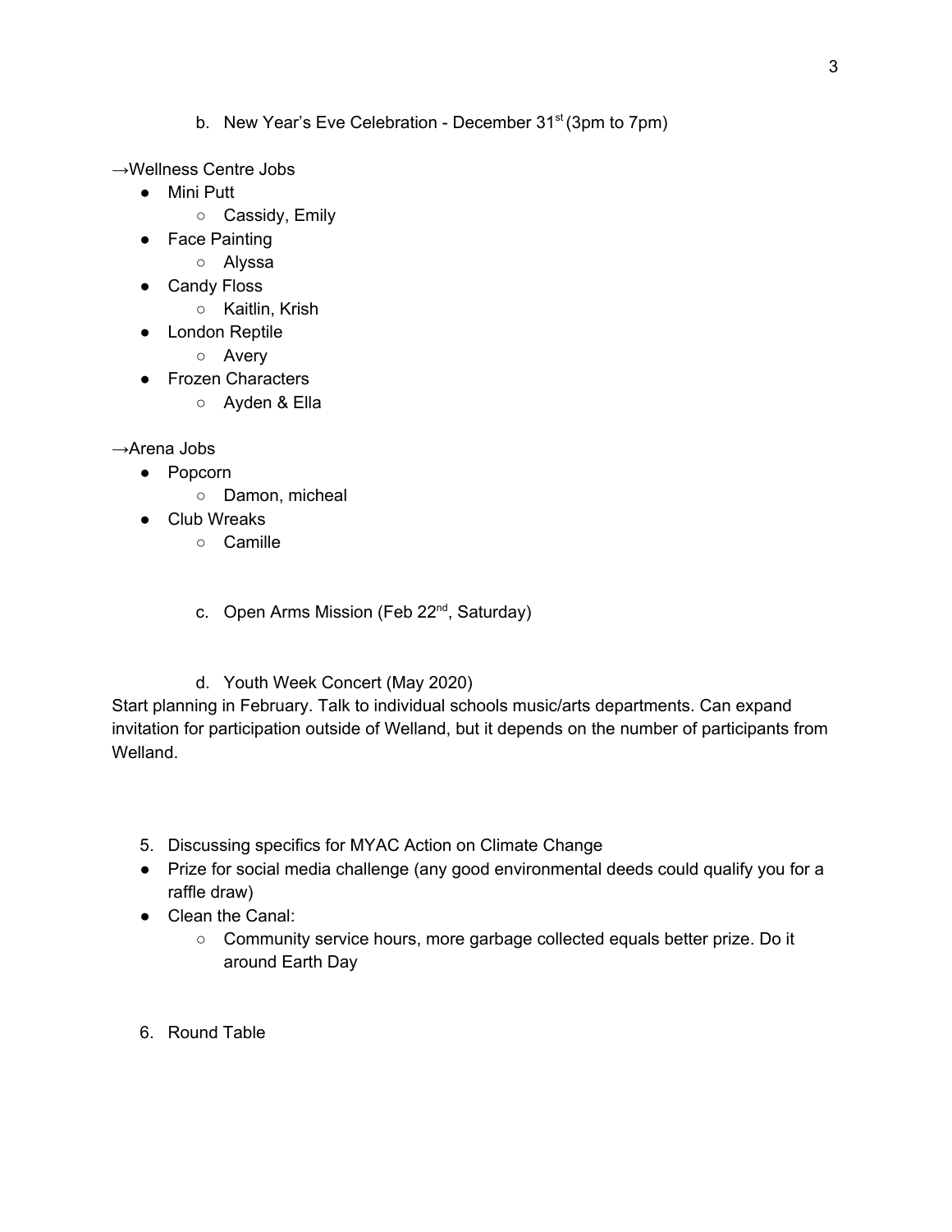b. New Year's Eve Celebration - December 31st (3pm to 7pm)

→Wellness Centre Jobs

- Mini Putt
    - Cassidy, Emily
- Face Painting
    - Alyssa
- Candy Floss
    - Kaitlin, Krish
- London Reptile
    - Avery
- Frozen Characters
    - Ayden & Ella

→Arena Jobs

- Popcorn
    - Damon, micheal
- Club Wreaks
    - Camille

c. Open Arms Mission (Feb 22nd, Saturday)

d. Youth Week Concert (May 2020)

Start planning in February. Talk to individual schools music/arts departments. Can expand invitation for participation outside of Welland, but it depends on the number of participants from Welland.

5. Discussing specifics for MYAC Action on Climate Change

- Prize for social media challenge (any good environmental deeds could qualify you for a raffle draw)
- Clean the Canal:
    - Community service hours, more garbage collected equals better prize. Do it around Earth Day

6. Round Table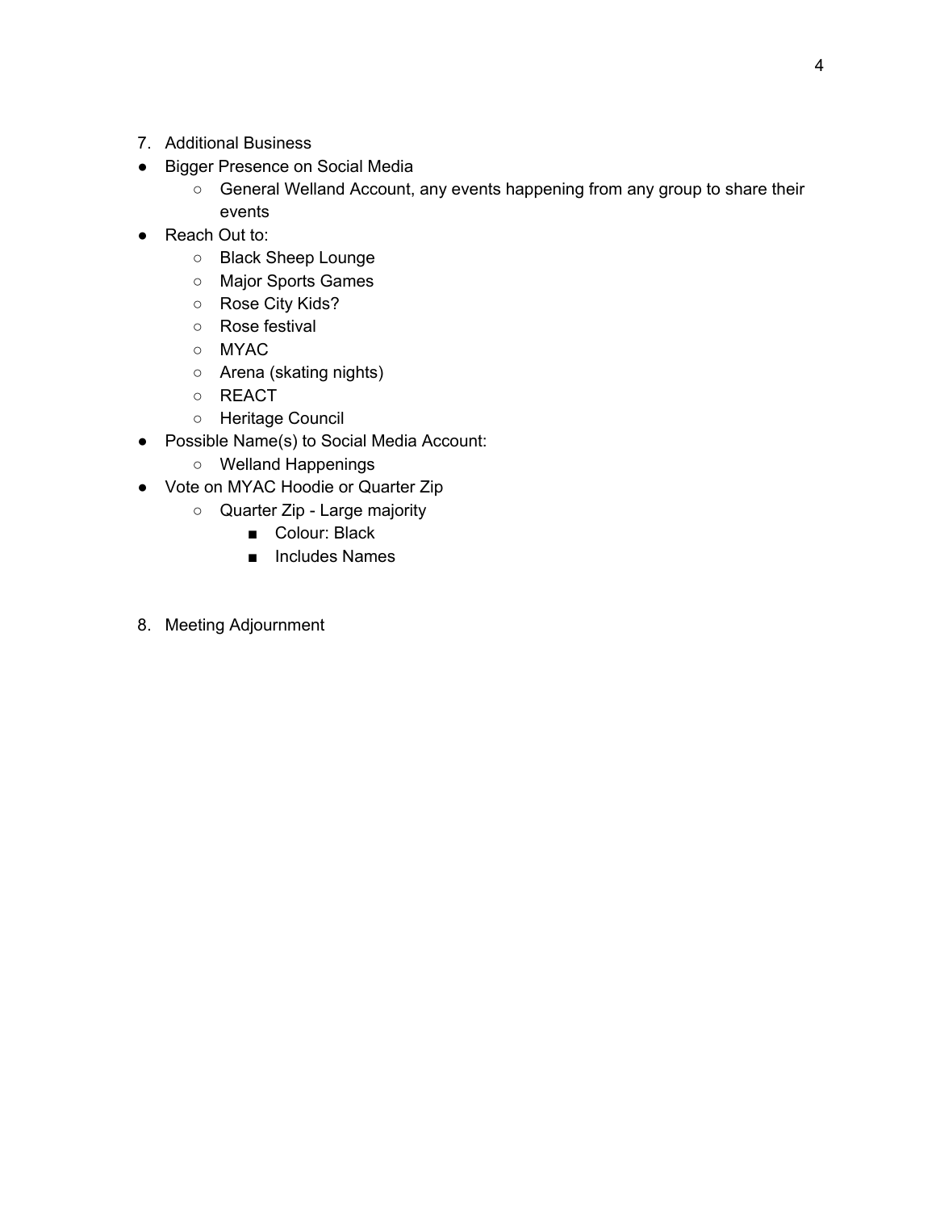7. Additional Business

- Bigger Presence on Social Media
    - General Welland Account, any events happening from any group to share their events
- Reach Out to:
    - Black Sheep Lounge
    - Major Sports Games
    - Rose City Kids?
    - Rose festival
    - MYAC
    - Arena (skating nights)
    - REACT
    - Heritage Council
- Possible Name(s) to Social Media Account:
    - Welland Happenings
- Vote on MYAC Hoodie or Quarter Zip
    - Quarter Zip - Large majority
        - Colour: Black
        - Includes Names

8. Meeting Adjournment